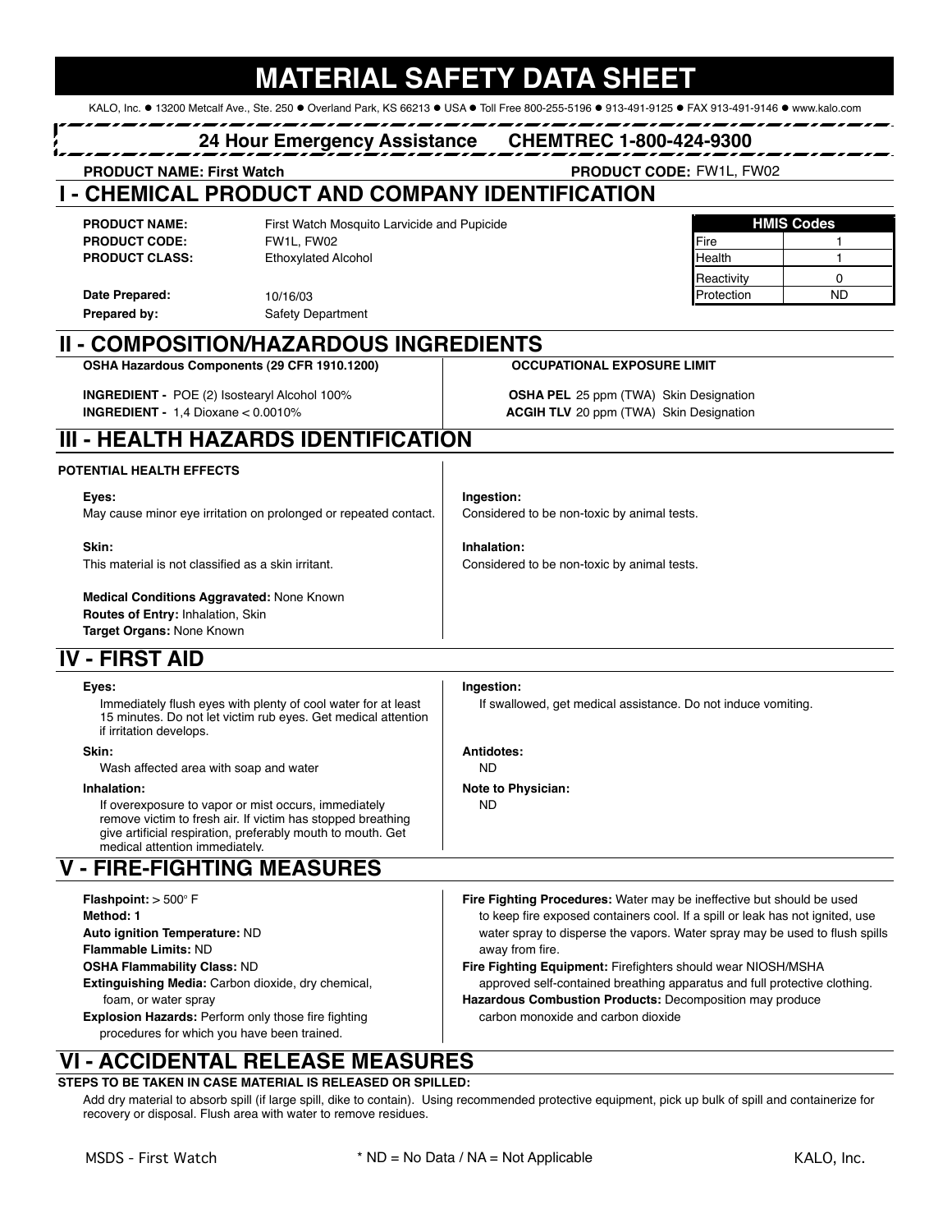# MATERIAL SAFETY DATA SHEET

KALO, Inc. ● 13200 Metcalf Ave., Ste. 250 ● Overland Park, KS 66213 ● USA ● Toll Free 800-255-5196 ● 913-491-9125 ● FAX 913-491-9146 ● www.kalo.com

**24 Hour Emergency Assistance CHEMTREC 1-800-424-9300**

**PRODUCT NAME: First Watch** **PRODUCT CODE:** FW1L, FW02

## I - CHEMICAL PRODUCT AND COMPANY IDENTIFICATION

**PRODUCT NAME:** First Watch Mosquito Larvicide and Pupicide
**PRODUCT CODE:** FW1L, FW02
**PRODUCT CLASS:** Ethoxylated Alcohol

**Date Prepared:** 10/16/03
**Prepared by:** Safety Department

| HMIS Codes | |
|---|---|
| Fire | 1 |
| Health | 1 |
| Reactivity | 0 |
| Protection | ND |

## II - COMPOSITION/HAZARDOUS INGREDIENTS

| OSHA Hazardous Components (29 CFR 1910.1200) | OCCUPATIONAL EXPOSURE LIMIT |
|---|---|
| **INGREDIENT -** POE (2) Isostearyl Alcohol 100% | **OSHA PEL** 25 ppm (TWA) Skin Designation |
| **INGREDIENT -** 1,4 Dioxane < 0.0010% | **ACGIH TLV** 20 ppm (TWA) Skin Designation |

## III - HEALTH HAZARDS IDENTIFICATION

**POTENTIAL HEALTH EFFECTS**

**Eyes:**
May cause minor eye irritation on prolonged or repeated contact.

**Skin:**
This material is not classified as a skin irritant.

**Medical Conditions Aggravated:** None Known
**Routes of Entry:** Inhalation, Skin
**Target Organs:** None Known

**Ingestion:**
Considered to be non-toxic by animal tests.

**Inhalation:**
Considered to be non-toxic by animal tests.

## IV - FIRST AID

**Eyes:**
Immediately flush eyes with plenty of cool water for at least 15 minutes. Do not let victim rub eyes. Get medical attention if irritation develops.

**Skin:**
Wash affected area with soap and water

**Inhalation:**
If overexposure to vapor or mist occurs, immediately remove victim to fresh air. If victim has stopped breathing give artificial respiration, preferably mouth to mouth. Get medical attention immediately.

**Ingestion:**
If swallowed, get medical assistance. Do not induce vomiting.

**Antidotes:**
ND

**Note to Physician:**
ND

## V - FIRE-FIGHTING MEASURES

**Flashpoint:** > 500° F
**Method: 1**
**Auto ignition Temperature:** ND
**Flammable Limits:** ND
**OSHA Flammability Class:** ND
**Extinguishing Media:** Carbon dioxide, dry chemical, foam, or water spray
**Explosion Hazards:** Perform only those fire fighting procedures for which you have been trained.

**Fire Fighting Procedures:** Water may be ineffective but should be used to keep fire exposed containers cool. If a spill or leak has not ignited, use water spray to disperse the vapors. Water spray may be used to flush spills away from fire.
**Fire Fighting Equipment:** Firefighters should wear NIOSH/MSHA approved self-contained breathing apparatus and full protective clothing.
**Hazardous Combustion Products:** Decomposition may produce carbon monoxide and carbon dioxide

## VI - ACCIDENTAL RELEASE MEASURES

**STEPS TO BE TAKEN IN CASE MATERIAL IS RELEASED OR SPILLED:**

Add dry material to absorb spill (if large spill, dike to contain). Using recommended protective equipment, pick up bulk of spill and containerize for recovery or disposal. Flush area with water to remove residues.

\* ND = No Data / NA = Not Applicable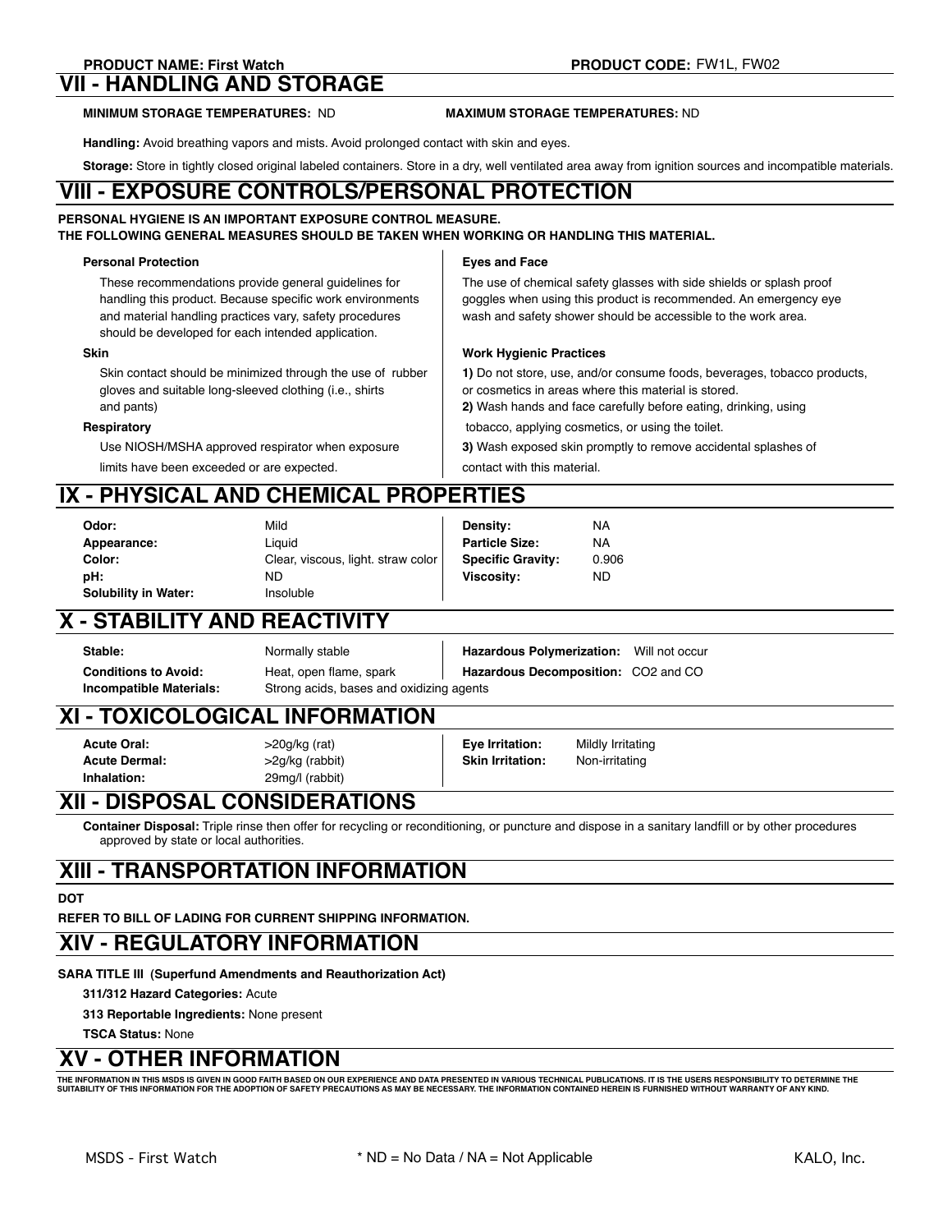**PRODUCT NAME: First Watch** **PRODUCT CODE:** FW1L, FW02

## VII - HANDLING AND STORAGE

**MINIMUM STORAGE TEMPERATURES:** ND **MAXIMUM STORAGE TEMPERATURES:** ND

**Handling:** Avoid breathing vapors and mists. Avoid prolonged contact with skin and eyes.

**Storage:** Store in tightly closed original labeled containers. Store in a dry, well ventilated area away from ignition sources and incompatible materials.

## VIII - EXPOSURE CONTROLS/PERSONAL PROTECTION

**PERSONAL HYGIENE IS AN IMPORTANT EXPOSURE CONTROL MEASURE.**
**THE FOLLOWING GENERAL MEASURES SHOULD BE TAKEN WHEN WORKING OR HANDLING THIS MATERIAL.**

**Personal Protection**

These recommendations provide general guidelines for handling this product. Because specific work environments and material handling practices vary, safety procedures should be developed for each intended application.

**Skin**

Skin contact should be minimized through the use of rubber gloves and suitable long-sleeved clothing (i.e., shirts and pants)

**Respiratory**

Use NIOSH/MSHA approved respirator when exposure limits have been exceeded or are expected.

**Eyes and Face**

The use of chemical safety glasses with side shields or splash proof goggles when using this product is recommended. An emergency eye wash and safety shower should be accessible to the work area.

**Work Hygienic Practices**

**1)** Do not store, use, and/or consume foods, beverages, tobacco products, or cosmetics in areas where this material is stored.
**2)** Wash hands and face carefully before eating, drinking, using tobacco, applying cosmetics, or using the toilet.
**3)** Wash exposed skin promptly to remove accidental splashes of contact with this material.

## IX - PHYSICAL AND CHEMICAL PROPERTIES

| | | | |
|---|---|---|---|
| **Odor:** | Mild | **Density:** | NA |
| **Appearance:** | Liquid | **Particle Size:** | NA |
| **Color:** | Clear, viscous, light. straw color | **Specific Gravity:** | 0.906 |
| **pH:** | ND | **Viscosity:** | ND |
| **Solubility in Water:** | Insoluble | | |

## X - STABILITY AND REACTIVITY

| | | | |
|---|---|---|---|
| **Stable:** | Normally stable | **Hazardous Polymerization:** | Will not occur |
| **Conditions to Avoid:** | Heat, open flame, spark | **Hazardous Decomposition:** | $CO_2$ and CO |
| **Incompatible Materials:** | Strong acids, bases and oxidizing agents | | |

## XI - TOXICOLOGICAL INFORMATION

| | | | |
|---|---|---|---|
| **Acute Oral:** | >20g/kg (rat) | **Eye Irritation:** | Mildly Irritating |
| **Acute Dermal:** | >2g/kg (rabbit) | **Skin Irritation:** | Non-irritating |
| **Inhalation:** | 29mg/l (rabbit) | | |

## XII - DISPOSAL CONSIDERATIONS

**Container Disposal:** Triple rinse then offer for recycling or reconditioning, or puncture and dispose in a sanitary landfill or by other procedures approved by state or local authorities.

## XIII - TRANSPORTATION INFORMATION

**DOT**

**REFER TO BILL OF LADING FOR CURRENT SHIPPING INFORMATION.**

## XIV - REGULATORY INFORMATION

**SARA TITLE III (Superfund Amendments and Reauthorization Act)**

**311/312 Hazard Categories:** Acute

**313 Reportable Ingredients:** None present

**TSCA Status:** None

## XV - OTHER INFORMATION

THE INFORMATION IN THIS MSDS IS GIVEN IN GOOD FAITH BASED ON OUR EXPERIENCE AND DATA PRESENTED IN VARIOUS TECHNICAL PUBLICATIONS. IT IS THE USERS RESPONSIBILITY TO DETERMINE THE SUITABILITY OF THIS INFORMATION FOR THE ADOPTION OF SAFETY PRECAUTIONS AS MAY BE NECESSARY. THE INFORMATION CONTAINED HEREIN IS FURNISHED WITHOUT WARRANTY OF ANY KIND.

\* ND = No Data / NA = Not Applicable